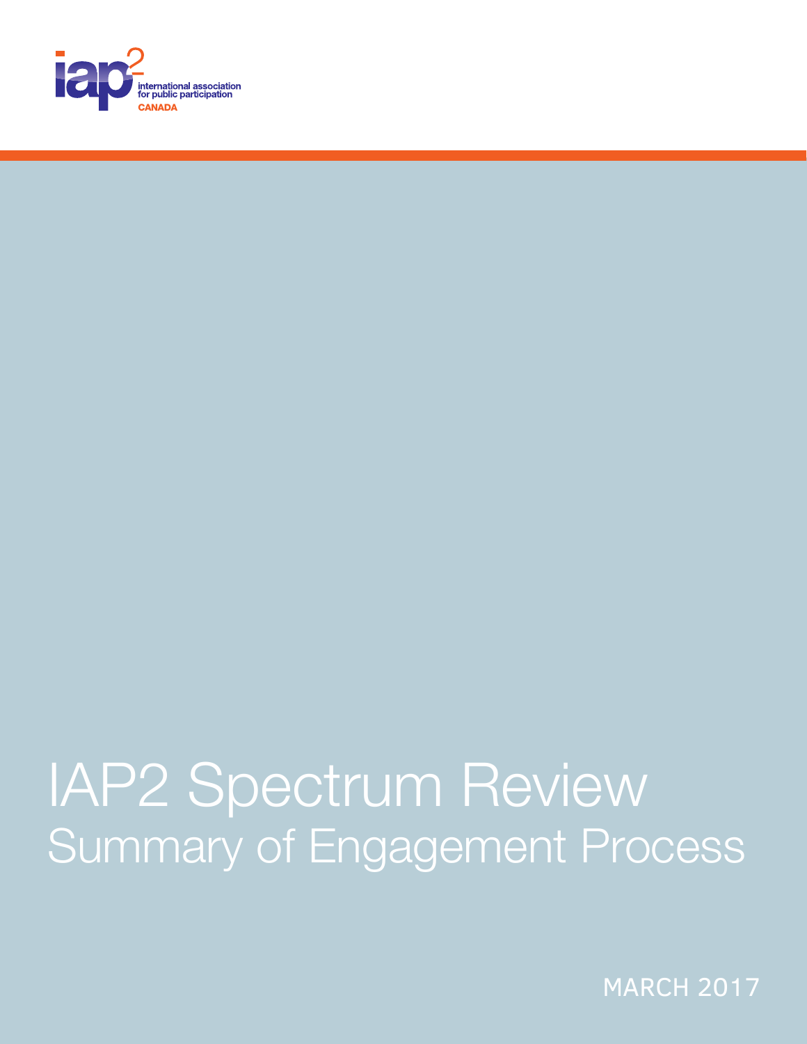iap2

international association for public participation

CANADA

# IAP2 Spectrum Review

## Summary of Engagement Process

MARCH 2017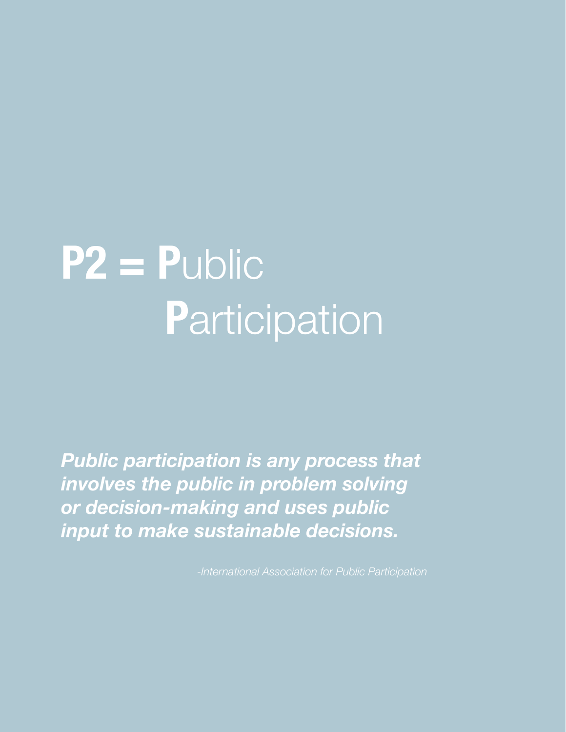# P2 = Public Participation

***Public participation is any process that involves the public in problem solving or decision-making and uses public input to make sustainable decisions.***

*-International Association for Public Participation*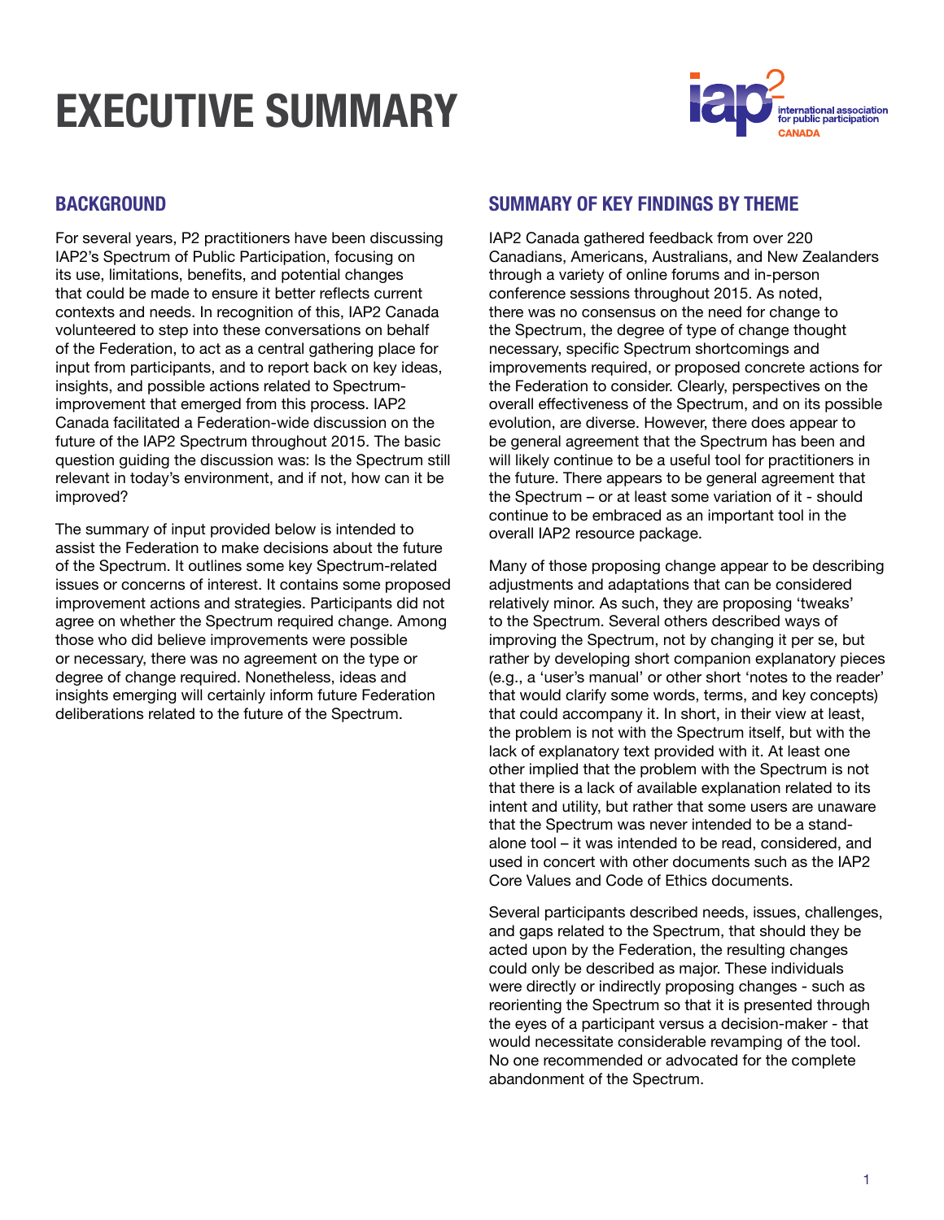# EXECUTIVE SUMMARY

## BACKGROUND

For several years, P2 practitioners have been discussing IAP2's Spectrum of Public Participation, focusing on its use, limitations, benefits, and potential changes that could be made to ensure it better reflects current contexts and needs. In recognition of this, IAP2 Canada volunteered to step into these conversations on behalf of the Federation, to act as a central gathering place for input from participants, and to report back on key ideas, insights, and possible actions related to Spectrum-improvement that emerged from this process. IAP2 Canada facilitated a Federation-wide discussion on the future of the IAP2 Spectrum throughout 2015. The basic question guiding the discussion was: Is the Spectrum still relevant in today's environment, and if not, how can it be improved?

The summary of input provided below is intended to assist the Federation to make decisions about the future of the Spectrum. It outlines some key Spectrum-related issues or concerns of interest. It contains some proposed improvement actions and strategies. Participants did not agree on whether the Spectrum required change. Among those who did believe improvements were possible or necessary, there was no agreement on the type or degree of change required. Nonetheless, ideas and insights emerging will certainly inform future Federation deliberations related to the future of the Spectrum.

## SUMMARY OF KEY FINDINGS BY THEME

IAP2 Canada gathered feedback from over 220 Canadians, Americans, Australians, and New Zealanders through a variety of online forums and in-person conference sessions throughout 2015. As noted, there was no consensus on the need for change to the Spectrum, the degree of type of change thought necessary, specific Spectrum shortcomings and improvements required, or proposed concrete actions for the Federation to consider. Clearly, perspectives on the overall effectiveness of the Spectrum, and on its possible evolution, are diverse. However, there does appear to be general agreement that the Spectrum has been and will likely continue to be a useful tool for practitioners in the future. There appears to be general agreement that the Spectrum – or at least some variation of it - should continue to be embraced as an important tool in the overall IAP2 resource package.

Many of those proposing change appear to be describing adjustments and adaptations that can be considered relatively minor. As such, they are proposing 'tweaks' to the Spectrum. Several others described ways of improving the Spectrum, not by changing it per se, but rather by developing short companion explanatory pieces (e.g., a 'user's manual' or other short 'notes to the reader' that would clarify some words, terms, and key concepts) that could accompany it. In short, in their view at least, the problem is not with the Spectrum itself, but with the lack of explanatory text provided with it. At least one other implied that the problem with the Spectrum is not that there is a lack of available explanation related to its intent and utility, but rather that some users are unaware that the Spectrum was never intended to be a stand-alone tool – it was intended to be read, considered, and used in concert with other documents such as the IAP2 Core Values and Code of Ethics documents.

Several participants described needs, issues, challenges, and gaps related to the Spectrum, that should they be acted upon by the Federation, the resulting changes could only be described as major. These individuals were directly or indirectly proposing changes - such as reorienting the Spectrum so that it is presented through the eyes of a participant versus a decision-maker - that would necessitate considerable revamping of the tool. No one recommended or advocated for the complete abandonment of the Spectrum.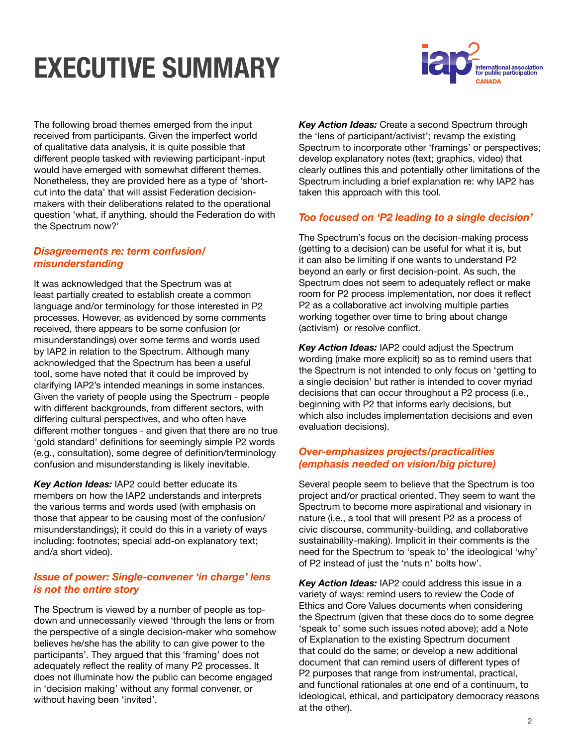# EXECUTIVE SUMMARY

The following broad themes emerged from the input received from participants. Given the imperfect world of qualitative data analysis, it is quite possible that different people tasked with reviewing participant-input would have emerged with somewhat different themes. Nonetheless, they are provided here as a type of 'short-cut into the data' that will assist Federation decision-makers with their deliberations related to the operational question 'what, if anything, should the Federation do with the Spectrum now?'

### *Disagreements re: term confusion/ misunderstanding*

It was acknowledged that the Spectrum was at least partially created to establish create a common language and/or terminology for those interested in P2 processes. However, as evidenced by some comments received, there appears to be some confusion (or misunderstandings) over some terms and words used by IAP2 in relation to the Spectrum. Although many acknowledged that the Spectrum has been a useful tool, some have noted that it could be improved by clarifying IAP2's intended meanings in some instances. Given the variety of people using the Spectrum - people with different backgrounds, from different sectors, with differing cultural perspectives, and who often have different mother tongues - and given that there are no true 'gold standard' definitions for seemingly simple P2 words (e.g., consultation), some degree of definition/terminology confusion and misunderstanding is likely inevitable.

***Key Action Ideas:*** IAP2 could better educate its members on how the IAP2 understands and interprets the various terms and words used (with emphasis on those that appear to be causing most of the confusion/ misunderstandings); it could do this in a variety of ways including: footnotes; special add-on explanatory text; and/a short video).

### *Issue of power: Single-convener 'in charge' lens is not the entire story*

The Spectrum is viewed by a number of people as top-down and unnecessarily viewed 'through the lens or from the perspective of a single decision-maker who somehow believes he/she has the ability to can give power to the participants'. They argued that this 'framing' does not adequately reflect the reality of many P2 processes. It does not illuminate how the public can become engaged in 'decision making' without any formal convener, or without having been 'invited'.

***Key Action Ideas:*** Create a second Spectrum through the 'lens of participant/activist'; revamp the existing Spectrum to incorporate other 'framings' or perspectives; develop explanatory notes (text; graphics, video) that clearly outlines this and potentially other limitations of the Spectrum including a brief explanation re: why IAP2 has taken this approach with this tool.

### *Too focused on 'P2 leading to a single decision'*

The Spectrum's focus on the decision-making process (getting to a decision) can be useful for what it is, but it can also be limiting if one wants to understand P2 beyond an early or first decision-point. As such, the Spectrum does not seem to adequately reflect or make room for P2 process implementation, nor does it reflect P2 as a collaborative act involving multiple parties working together over time to bring about change (activism) or resolve conflict.

***Key Action Ideas:*** IAP2 could adjust the Spectrum wording (make more explicit) so as to remind users that the Spectrum is not intended to only focus on 'getting to a single decision' but rather is intended to cover myriad decisions that can occur throughout a P2 process (i.e., beginning with P2 that informs early decisions, but which also includes implementation decisions and even evaluation decisions).

### *Over-emphasizes projects/practicalities (emphasis needed on vision/big picture)*

Several people seem to believe that the Spectrum is too project and/or practical oriented. They seem to want the Spectrum to become more aspirational and visionary in nature (i.e., a tool that will present P2 as a process of civic discourse, community-building, and collaborative sustainability-making). Implicit in their comments is the need for the Spectrum to 'speak to' the ideological 'why' of P2 instead of just the 'nuts n' bolts how'.

***Key Action Ideas:*** IAP2 could address this issue in a variety of ways: remind users to review the Code of Ethics and Core Values documents when considering the Spectrum (given that these docs do to some degree 'speak to' some such issues noted above); add a Note of Explanation to the existing Spectrum document that could do the same; or develop a new additional document that can remind users of different types of P2 purposes that range from instrumental, practical, and functional rationales at one end of a continuum, to ideological, ethical, and participatory democracy reasons at the other).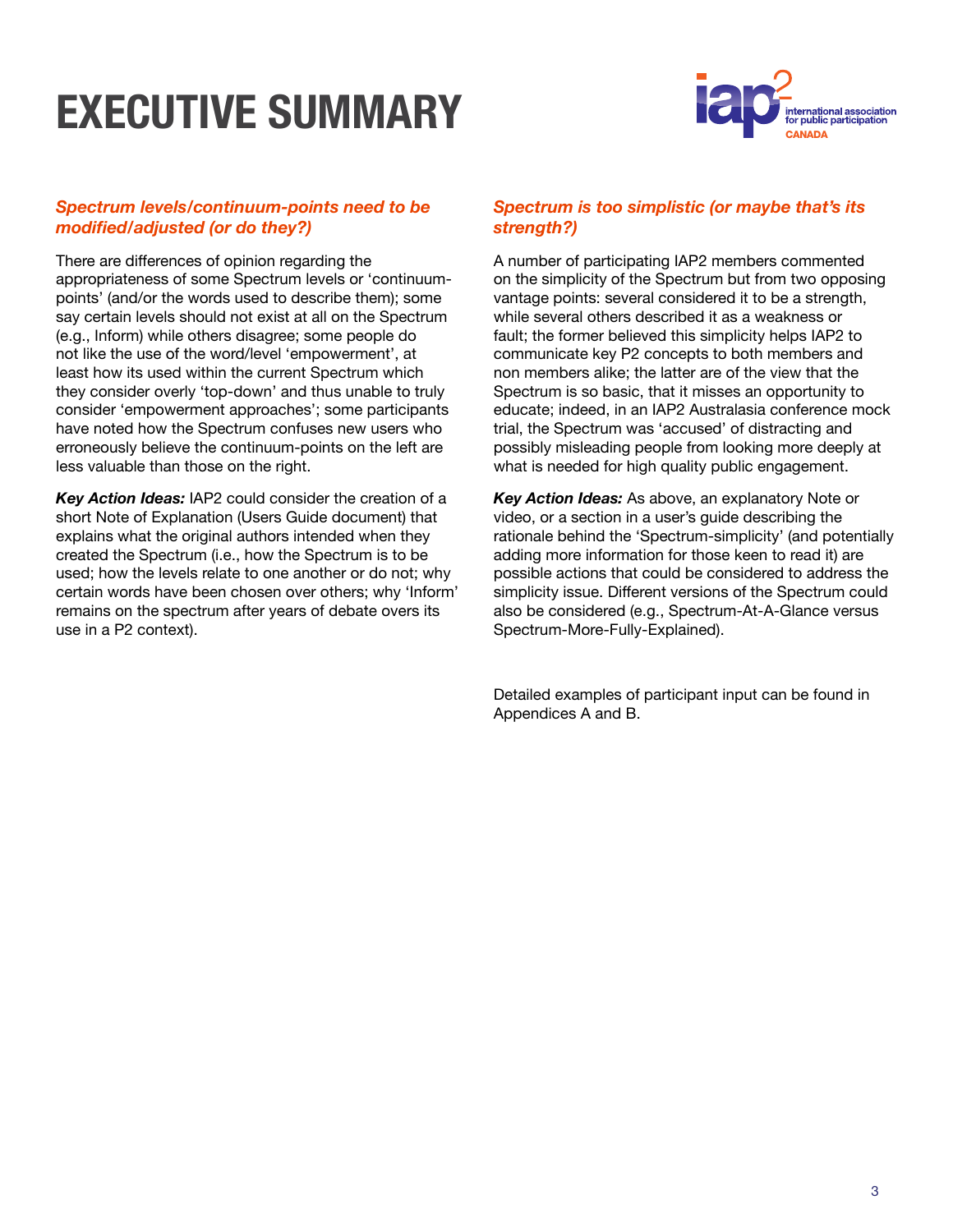# EXECUTIVE SUMMARY

### *Spectrum levels/continuum-points need to be modified/adjusted (or do they?)*

There are differences of opinion regarding the appropriateness of some Spectrum levels or 'continuum-points' (and/or the words used to describe them); some say certain levels should not exist at all on the Spectrum (e.g., Inform) while others disagree; some people do not like the use of the word/level 'empowerment', at least how its used within the current Spectrum which they consider overly 'top-down' and thus unable to truly consider 'empowerment approaches'; some participants have noted how the Spectrum confuses new users who erroneously believe the continuum-points on the left are less valuable than those on the right.

***Key Action Ideas:*** IAP2 could consider the creation of a short Note of Explanation (Users Guide document) that explains what the original authors intended when they created the Spectrum (i.e., how the Spectrum is to be used; how the levels relate to one another or do not; why certain words have been chosen over others; why 'Inform' remains on the spectrum after years of debate overs its use in a P2 context).

### *Spectrum is too simplistic (or maybe that's its strength?)*

A number of participating IAP2 members commented on the simplicity of the Spectrum but from two opposing vantage points: several considered it to be a strength, while several others described it as a weakness or fault; the former believed this simplicity helps IAP2 to communicate key P2 concepts to both members and non members alike; the latter are of the view that the Spectrum is so basic, that it misses an opportunity to educate; indeed, in an IAP2 Australasia conference mock trial, the Spectrum was 'accused' of distracting and possibly misleading people from looking more deeply at what is needed for high quality public engagement.

***Key Action Ideas:*** As above, an explanatory Note or video, or a section in a user's guide describing the rationale behind the 'Spectrum-simplicity' (and potentially adding more information for those keen to read it) are possible actions that could be considered to address the simplicity issue. Different versions of the Spectrum could also be considered (e.g., Spectrum-At-A-Glance versus Spectrum-More-Fully-Explained).

Detailed examples of participant input can be found in Appendices A and B.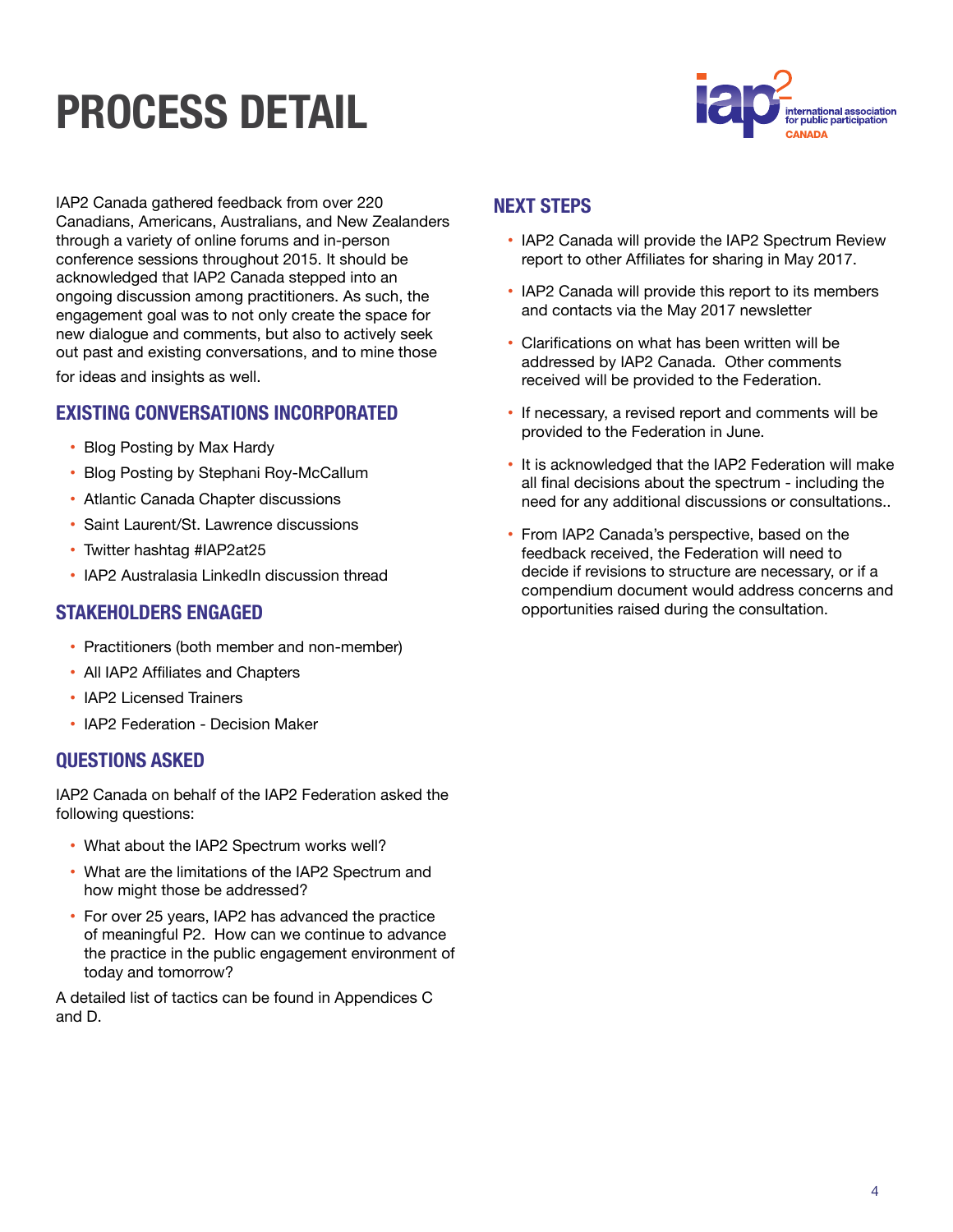# PROCESS DETAIL

IAP2 Canada gathered feedback from over 220 Canadians, Americans, Australians, and New Zealanders through a variety of online forums and in-person conference sessions throughout 2015. It should be acknowledged that IAP2 Canada stepped into an ongoing discussion among practitioners. As such, the engagement goal was to not only create the space for new dialogue and comments, but also to actively seek out past and existing conversations, and to mine those for ideas and insights as well.

## EXISTING CONVERSATIONS INCORPORATED

- Blog Posting by Max Hardy
- Blog Posting by Stephani Roy-McCallum
- Atlantic Canada Chapter discussions
- Saint Laurent/St. Lawrence discussions
- Twitter hashtag #IAP2at25
- IAP2 Australasia LinkedIn discussion thread

## STAKEHOLDERS ENGAGED

- Practitioners (both member and non-member)
- All IAP2 Affiliates and Chapters
- IAP2 Licensed Trainers
- IAP2 Federation - Decision Maker

## QUESTIONS ASKED

IAP2 Canada on behalf of the IAP2 Federation asked the following questions:

- What about the IAP2 Spectrum works well?
- What are the limitations of the IAP2 Spectrum and how might those be addressed?
- For over 25 years, IAP2 has advanced the practice of meaningful P2. How can we continue to advance the practice in the public engagement environment of today and tomorrow?

A detailed list of tactics can be found in Appendices C and D.

## NEXT STEPS

- IAP2 Canada will provide the IAP2 Spectrum Review report to other Affiliates for sharing in May 2017.
- IAP2 Canada will provide this report to its members and contacts via the May 2017 newsletter
- Clarifications on what has been written will be addressed by IAP2 Canada. Other comments received will be provided to the Federation.
- If necessary, a revised report and comments will be provided to the Federation in June.
- It is acknowledged that the IAP2 Federation will make all final decisions about the spectrum - including the need for any additional discussions or consultations..
- From IAP2 Canada's perspective, based on the feedback received, the Federation will need to decide if revisions to structure are necessary, or if a compendium document would address concerns and opportunities raised during the consultation.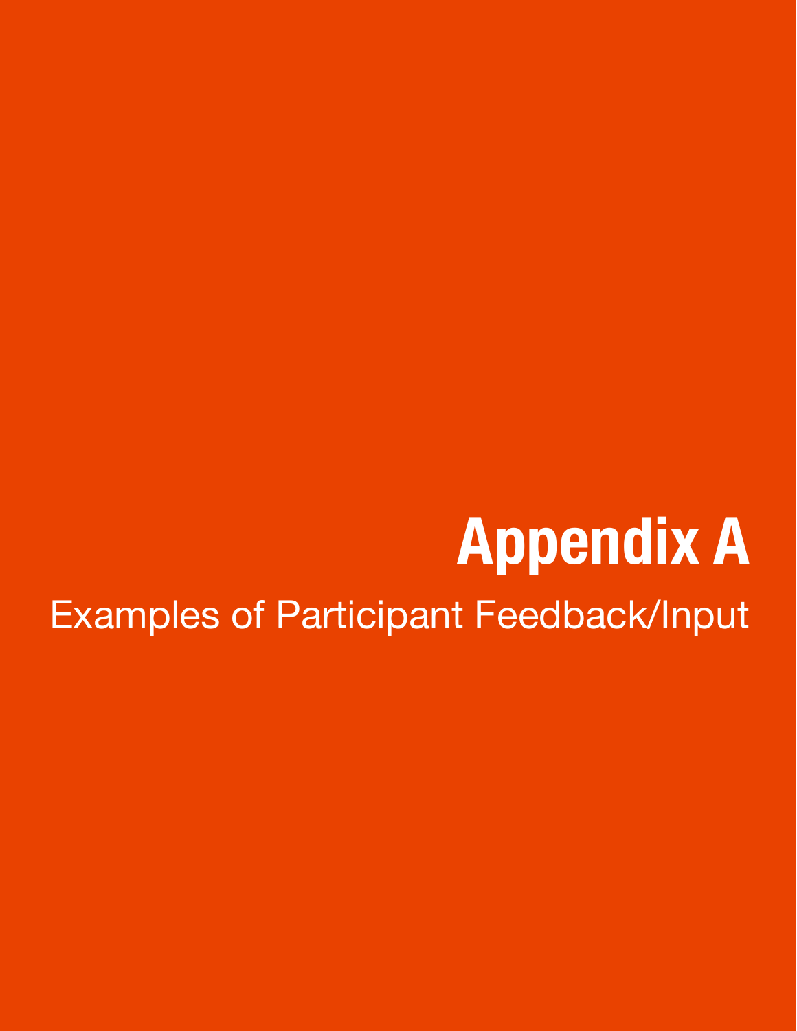# Appendix A

Examples of Participant Feedback/Input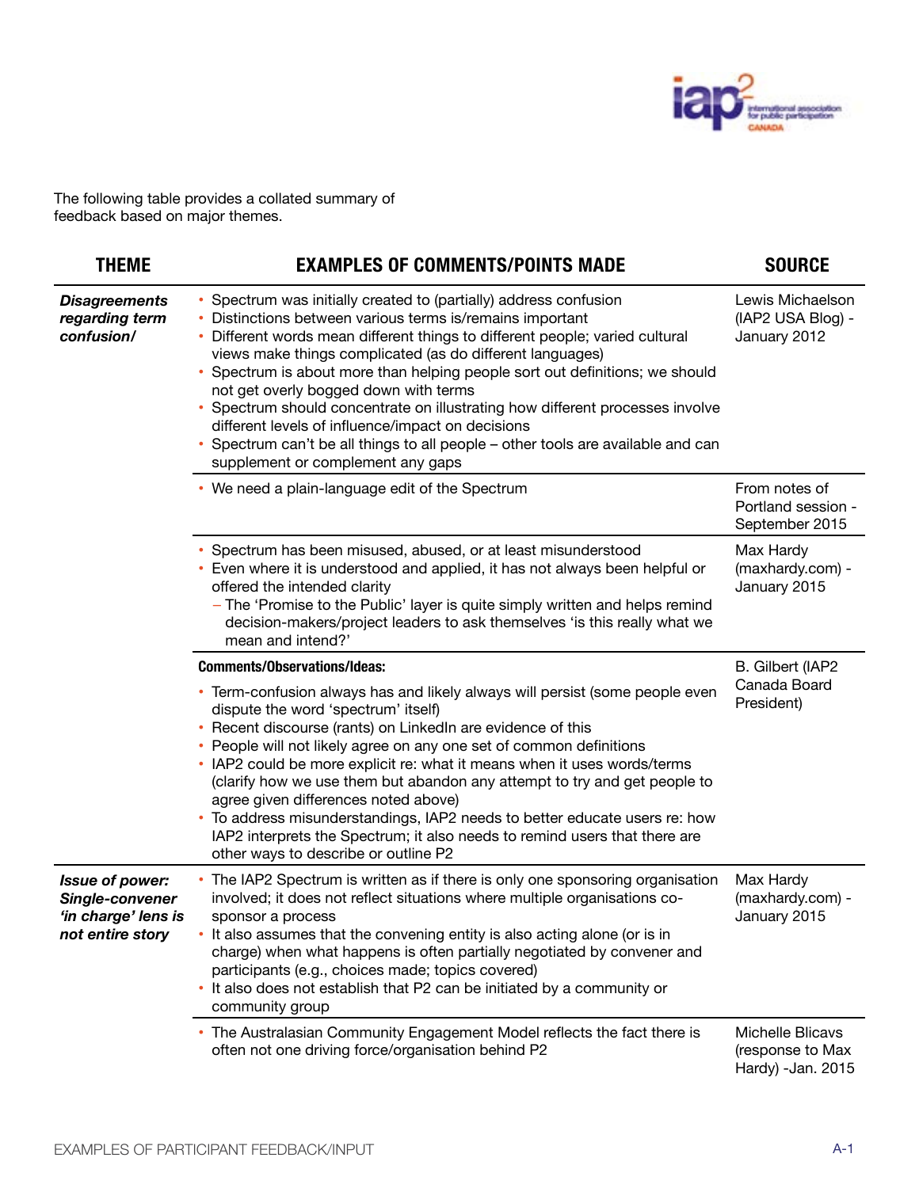The following table provides a collated summary of feedback based on major themes.

| THEME | EXAMPLES OF COMMENTS/POINTS MADE | SOURCE |
|---|---|---|
| ***Disagreements regarding term confusion/*** | • Spectrum was initially created to (partially) address confusion<br>• Distinctions between various terms is/remains important<br>• Different words mean different things to different people; varied cultural views make things complicated (as do different languages)<br>• Spectrum is about more than helping people sort out definitions; we should not get overly bogged down with terms<br>• Spectrum should concentrate on illustrating how different processes involve different levels of influence/impact on decisions<br>• Spectrum can't be all things to all people – other tools are available and can supplement or complement any gaps | Lewis Michaelson (IAP2 USA Blog) - January 2012 |
| | • We need a plain-language edit of the Spectrum | From notes of Portland session - September 2015 |
| | • Spectrum has been misused, abused, or at least misunderstood<br>• Even where it is understood and applied, it has not always been helpful or offered the intended clarity<br>– The 'Promise to the Public' layer is quite simply written and helps remind decision-makers/project leaders to ask themselves 'is this really what we mean and intend?' | Max Hardy (maxhardy.com) - January 2015 |
| | **Comments/Observations/Ideas:**<br>• Term-confusion always has and likely always will persist (some people even dispute the word 'spectrum' itself)<br>• Recent discourse (rants) on LinkedIn are evidence of this<br>• People will not likely agree on any one set of common definitions<br>• IAP2 could be more explicit re: what it means when it uses words/terms (clarify how we use them but abandon any attempt to try and get people to agree given differences noted above)<br>• To address misunderstandings, IAP2 needs to better educate users re: how IAP2 interprets the Spectrum; it also needs to remind users that there are other ways to describe or outline P2 | B. Gilbert (IAP2 Canada Board President) |
| ***Issue of power: Single-convener 'in charge' lens is not entire story*** | • The IAP2 Spectrum is written as if there is only one sponsoring organisation involved; it does not reflect situations where multiple organisations co-sponsor a process<br>• It also assumes that the convening entity is also acting alone (or is in charge) when what happens is often partially negotiated by convener and participants (e.g., choices made; topics covered)<br>• It also does not establish that P2 can be initiated by a community or community group | Max Hardy (maxhardy.com) - January 2015 |
| | • The Australasian Community Engagement Model reflects the fact there is often not one driving force/organisation behind P2 | Michelle Blicavs (response to Max Hardy) -Jan. 2015 |

EXAMPLES OF PARTICIPANT FEEDBACK/INPUT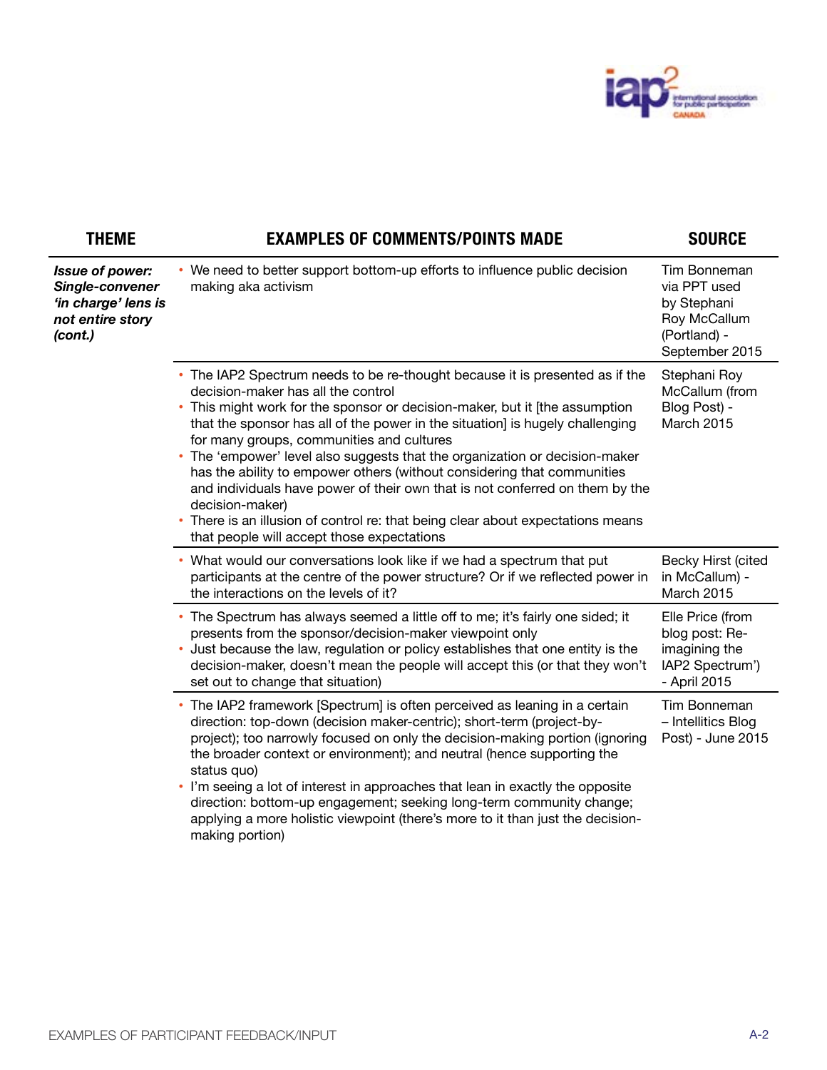| THEME | EXAMPLES OF COMMENTS/POINTS MADE | SOURCE |
|---|---|---|
| ***Issue of power: Single-convener 'in charge' lens is not entire story (cont.)*** | • We need to better support bottom-up efforts to influence public decision making aka activism | Tim Bonneman via PPT used by Stephani Roy McCallum (Portland) - September 2015 |
| | • The IAP2 Spectrum needs to be re-thought because it is presented as if the decision-maker has all the control<br>• This might work for the sponsor or decision-maker, but it [the assumption that the sponsor has all of the power in the situation] is hugely challenging for many groups, communities and cultures<br>• The 'empower' level also suggests that the organization or decision-maker has the ability to empower others (without considering that communities and individuals have power of their own that is not conferred on them by the decision-maker)<br>• There is an illusion of control re: that being clear about expectations means that people will accept those expectations | Stephani Roy McCallum (from Blog Post) - March 2015 |
| | • What would our conversations look like if we had a spectrum that put participants at the centre of the power structure? Or if we reflected power in the interactions on the levels of it? | Becky Hirst (cited in McCallum) - March 2015 |
| | • The Spectrum has always seemed a little off to me; it's fairly one sided; it presents from the sponsor/decision-maker viewpoint only<br>• Just because the law, regulation or policy establishes that one entity is the decision-maker, doesn't mean the people will accept this (or that they won't set out to change that situation) | Elle Price (from blog post: Re-imagining the IAP2 Spectrum') - April 2015 |
| | • The IAP2 framework [Spectrum] is often perceived as leaning in a certain direction: top-down (decision maker-centric); short-term (project-by-project); too narrowly focused on only the decision-making portion (ignoring the broader context or environment); and neutral (hence supporting the status quo)<br>• I'm seeing a lot of interest in approaches that lean in exactly the opposite direction: bottom-up engagement; seeking long-term community change; applying a more holistic viewpoint (there's more to it than just the decision-making portion) | Tim Bonneman – Intellitics Blog Post) - June 2015 |

EXAMPLES OF PARTICIPANT FEEDBACK/INPUT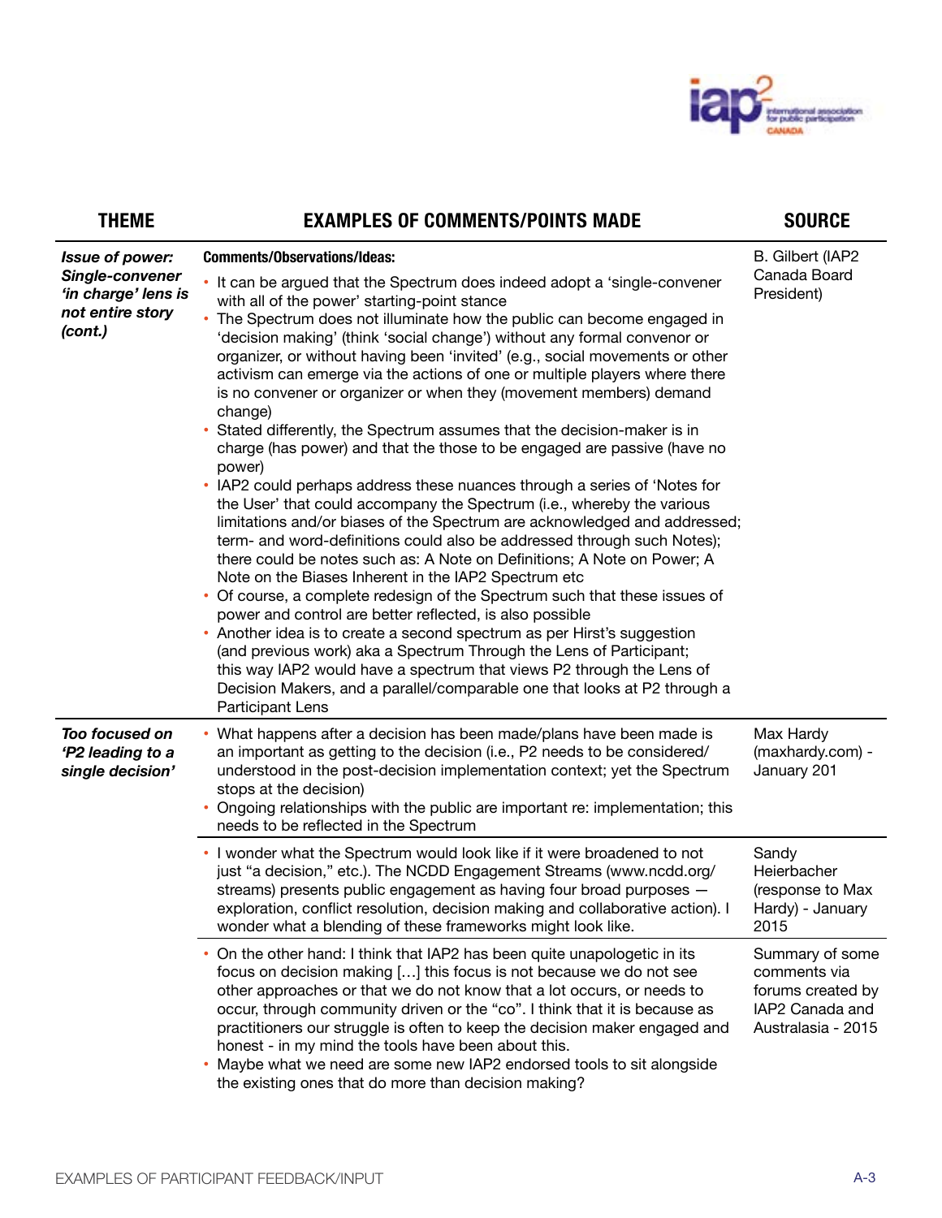| THEME | EXAMPLES OF COMMENTS/POINTS MADE | SOURCE |
|---|---|---|
| ***Issue of power: Single-convener 'in charge' lens is not entire story (cont.)*** | **Comments/Observations/Ideas:**<br>• It can be argued that the Spectrum does indeed adopt a 'single-convener with all of the power' starting-point stance<br>• The Spectrum does not illuminate how the public can become engaged in 'decision making' (think 'social change') without any formal convenor or organizer, or without having been 'invited' (e.g., social movements or other activism can emerge via the actions of one or multiple players where there is no convener or organizer or when they (movement members) demand change)<br>• Stated differently, the Spectrum assumes that the decision-maker is in charge (has power) and that the those to be engaged are passive (have no power)<br>• IAP2 could perhaps address these nuances through a series of 'Notes for the User' that could accompany the Spectrum (i.e., whereby the various limitations and/or biases of the Spectrum are acknowledged and addressed; term- and word-definitions could also be addressed through such Notes); there could be notes such as: A Note on Definitions; A Note on Power; A Note on the Biases Inherent in the IAP2 Spectrum etc<br>• Of course, a complete redesign of the Spectrum such that these issues of power and control are better reflected, is also possible<br>• Another idea is to create a second spectrum as per Hirst's suggestion (and previous work) aka a Spectrum Through the Lens of Participant; this way IAP2 would have a spectrum that views P2 through the Lens of Decision Makers, and a parallel/comparable one that looks at P2 through a Participant Lens | B. Gilbert (IAP2 Canada Board President) |
| ***Too focused on 'P2 leading to a single decision'*** | • What happens after a decision has been made/plans have been made is an important as getting to the decision (i.e., P2 needs to be considered/ understood in the post-decision implementation context; yet the Spectrum stops at the decision)<br>• Ongoing relationships with the public are important re: implementation; this needs to be reflected in the Spectrum | Max Hardy (maxhardy.com) - January 201 |
| | • I wonder what the Spectrum would look like if it were broadened to not just "a decision," etc.). The NCDD Engagement Streams (www.ncdd.org/ streams) presents public engagement as having four broad purposes — exploration, conflict resolution, decision making and collaborative action). I wonder what a blending of these frameworks might look like. | Sandy Heierbacher (response to Max Hardy) - January 2015 |
| | • On the other hand: I think that IAP2 has been quite unapologetic in its focus on decision making […] this focus is not because we do not see other approaches or that we do not know that a lot occurs, or needs to occur, through community driven or the "co". I think that it is because as practitioners our struggle is often to keep the decision maker engaged and honest - in my mind the tools have been about this.<br>• Maybe what we need are some new IAP2 endorsed tools to sit alongside the existing ones that do more than decision making? | Summary of some comments via forums created by IAP2 Canada and Australasia - 2015 |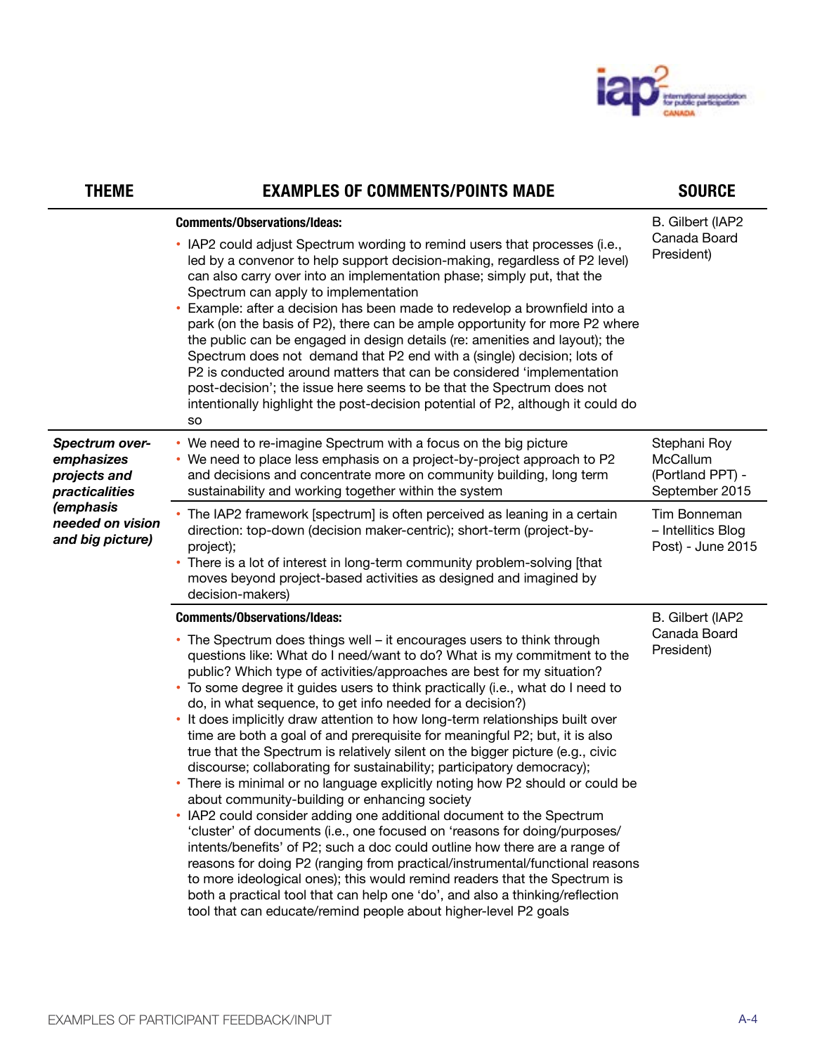| THEME | EXAMPLES OF COMMENTS/POINTS MADE | SOURCE |
|---|---|---|
| | **Comments/Observations/Ideas:**<br>• IAP2 could adjust Spectrum wording to remind users that processes (i.e., led by a convenor to help support decision-making, regardless of P2 level) can also carry over into an implementation phase; simply put, that the Spectrum can apply to implementation<br>• Example: after a decision has been made to redevelop a brownfield into a park (on the basis of P2), there can be ample opportunity for more P2 where the public can be engaged in design details (re: amenities and layout); the Spectrum does not demand that P2 end with a (single) decision; lots of P2 is conducted around matters that can be considered 'implementation post-decision'; the issue here seems to be that the Spectrum does not intentionally highlight the post-decision potential of P2, although it could do so | B. Gilbert (IAP2 Canada Board President) |
| ***Spectrum over-emphasizes projects and practicalities (emphasis needed on vision and big picture)*** | • We need to re-imagine Spectrum with a focus on the big picture<br>• We need to place less emphasis on a project-by-project approach to P2 and decisions and concentrate more on community building, long term sustainability and working together within the system | Stephani Roy McCallum (Portland PPT) - September 2015 |
| | • The IAP2 framework [spectrum] is often perceived as leaning in a certain direction: top-down (decision maker-centric); short-term (project-by-project);<br>• There is a lot of interest in long-term community problem-solving [that moves beyond project-based activities as designed and imagined by decision-makers) | Tim Bonneman – Intellitics Blog Post) - June 2015 |
| | **Comments/Observations/Ideas:**<br>• The Spectrum does things well – it encourages users to think through questions like: What do I need/want to do? What is my commitment to the public? Which type of activities/approaches are best for my situation?<br>• To some degree it guides users to think practically (i.e., what do I need to do, in what sequence, to get info needed for a decision?)<br>• It does implicitly draw attention to how long-term relationships built over time are both a goal of and prerequisite for meaningful P2; but, it is also true that the Spectrum is relatively silent on the bigger picture (e.g., civic discourse; collaborating for sustainability; participatory democracy);<br>• There is minimal or no language explicitly noting how P2 should or could be about community-building or enhancing society<br>• IAP2 could consider adding one additional document to the Spectrum 'cluster' of documents (i.e., one focused on 'reasons for doing/purposes/intents/benefits' of P2; such a doc could outline how there are a range of reasons for doing P2 (ranging from practical/instrumental/functional reasons to more ideological ones); this would remind readers that the Spectrum is both a practical tool that can help one 'do', and also a thinking/reflection tool that can educate/remind people about higher-level P2 goals | B. Gilbert (IAP2 Canada Board President) |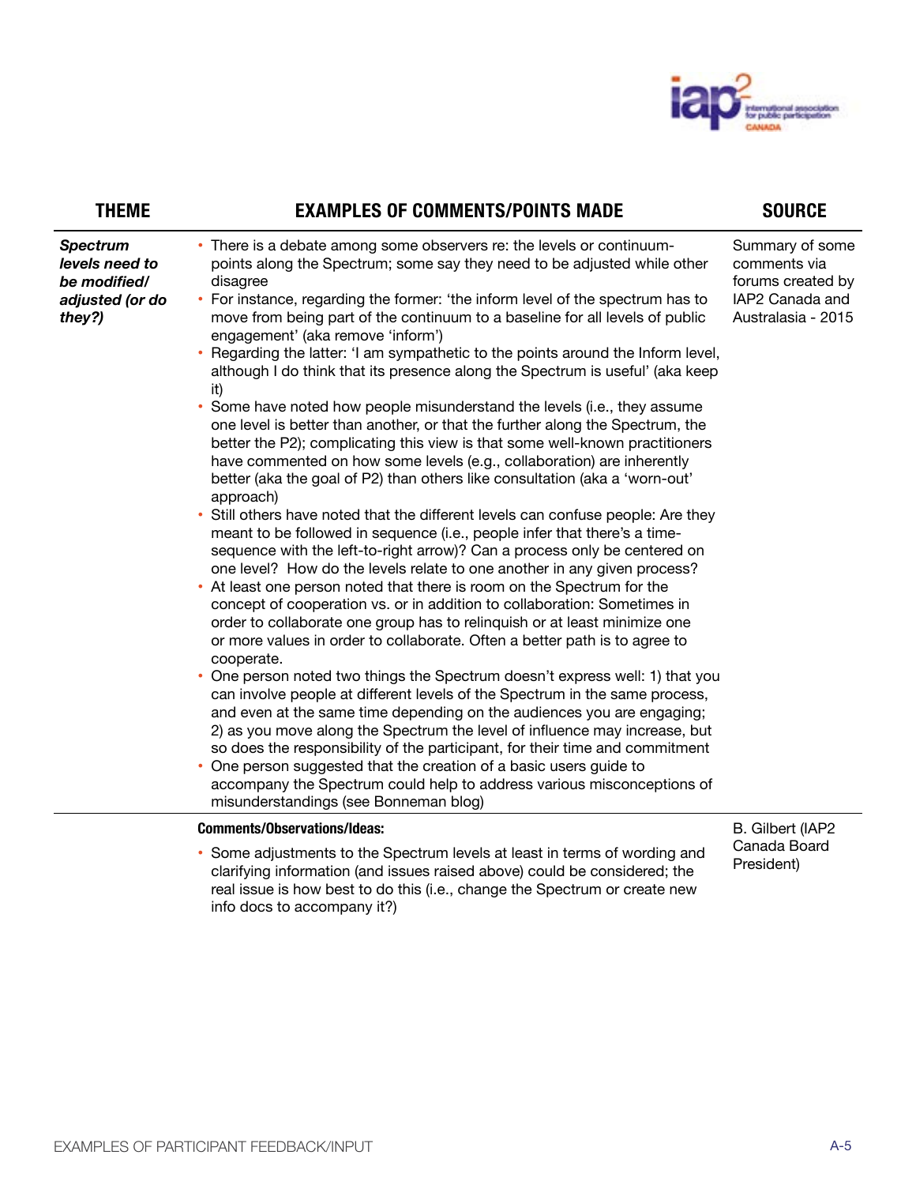| THEME | EXAMPLES OF COMMENTS/POINTS MADE | SOURCE |
| --- | --- | --- |
| ***Spectrum levels need to be modified/ adjusted (or do they?)*** | • There is a debate among some observers re: the levels or continuum-points along the Spectrum; some say they need to be adjusted while other disagree<br>• For instance, regarding the former: 'the inform level of the spectrum has to move from being part of the continuum to a baseline for all levels of public engagement' (aka remove 'inform')<br>• Regarding the latter: 'I am sympathetic to the points around the Inform level, although I do think that its presence along the Spectrum is useful' (aka keep it)<br>• Some have noted how people misunderstand the levels (i.e., they assume one level is better than another, or that the further along the Spectrum, the better the P2); complicating this view is that some well-known practitioners have commented on how some levels (e.g., collaboration) are inherently better (aka the goal of P2) than others like consultation (aka a 'worn-out' approach)<br>• Still others have noted that the different levels can confuse people: Are they meant to be followed in sequence (i.e., people infer that there's a time-sequence with the left-to-right arrow)? Can a process only be centered on one level? How do the levels relate to one another in any given process?<br>• At least one person noted that there is room on the Spectrum for the concept of cooperation vs. or in addition to collaboration: Sometimes in order to collaborate one group has to relinquish or at least minimize one or more values in order to collaborate. Often a better path is to agree to cooperate.<br>• One person noted two things the Spectrum doesn't express well: 1) that you can involve people at different levels of the Spectrum in the same process, and even at the same time depending on the audiences you are engaging; 2) as you move along the Spectrum the level of influence may increase, but so does the responsibility of the participant, for their time and commitment<br>• One person suggested that the creation of a basic users guide to accompany the Spectrum could help to address various misconceptions of misunderstandings (see Bonneman blog) | Summary of some comments via forums created by IAP2 Canada and Australasia - 2015 |
| | **Comments/Observations/Ideas:**<br>• Some adjustments to the Spectrum levels at least in terms of wording and clarifying information (and issues raised above) could be considered; the real issue is how best to do this (i.e., change the Spectrum or create new info docs to accompany it?) | B. Gilbert (IAP2 Canada Board President) |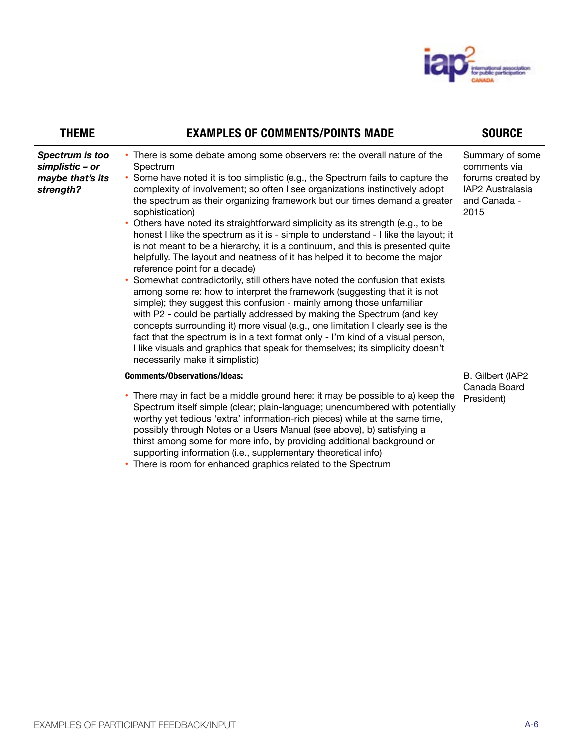| THEME | EXAMPLES OF COMMENTS/POINTS MADE | SOURCE |
|---|---|---|
| ***Spectrum is too simplistic – or maybe that's its strength?*** | • There is some debate among some observers re: the overall nature of the Spectrum<br>• Some have noted it is too simplistic (e.g., the Spectrum fails to capture the complexity of involvement; so often I see organizations instinctively adopt the spectrum as their organizing framework but our times demand a greater sophistication)<br>• Others have noted its straightforward simplicity as its strength (e.g., to be honest I like the spectrum as it is - simple to understand - I like the layout; it is not meant to be a hierarchy, it is a continuum, and this is presented quite helpfully. The layout and neatness of it has helped it to become the major reference point for a decade)<br>• Somewhat contradictorily, still others have noted the confusion that exists among some re: how to interpret the framework (suggesting that it is not simple); they suggest this confusion - mainly among those unfamiliar with P2 - could be partially addressed by making the Spectrum (and key concepts surrounding it) more visual (e.g., one limitation I clearly see is the fact that the spectrum is in a text format only - I'm kind of a visual person, I like visuals and graphics that speak for themselves; its simplicity doesn't necessarily make it simplistic) | Summary of some comments via forums created by IAP2 Australasia and Canada - 2015 |
| | **Comments/Observations/Ideas:**<br>• There may in fact be a middle ground here: it may be possible to a) keep the Spectrum itself simple (clear; plain-language; unencumbered with potentially worthy yet tedious 'extra' information-rich pieces) while at the same time, possibly through Notes or a Users Manual (see above), b) satisfying a thirst among some for more info, by providing additional background or supporting information (i.e., supplementary theoretical info)<br>• There is room for enhanced graphics related to the Spectrum | B. Gilbert (IAP2 Canada Board President) |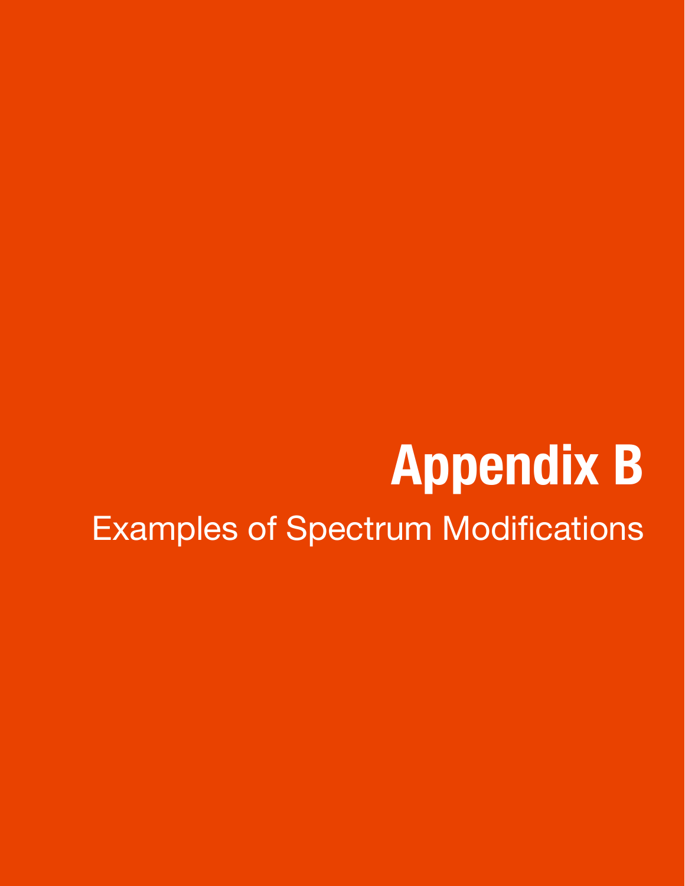# Appendix B

Examples of Spectrum Modifications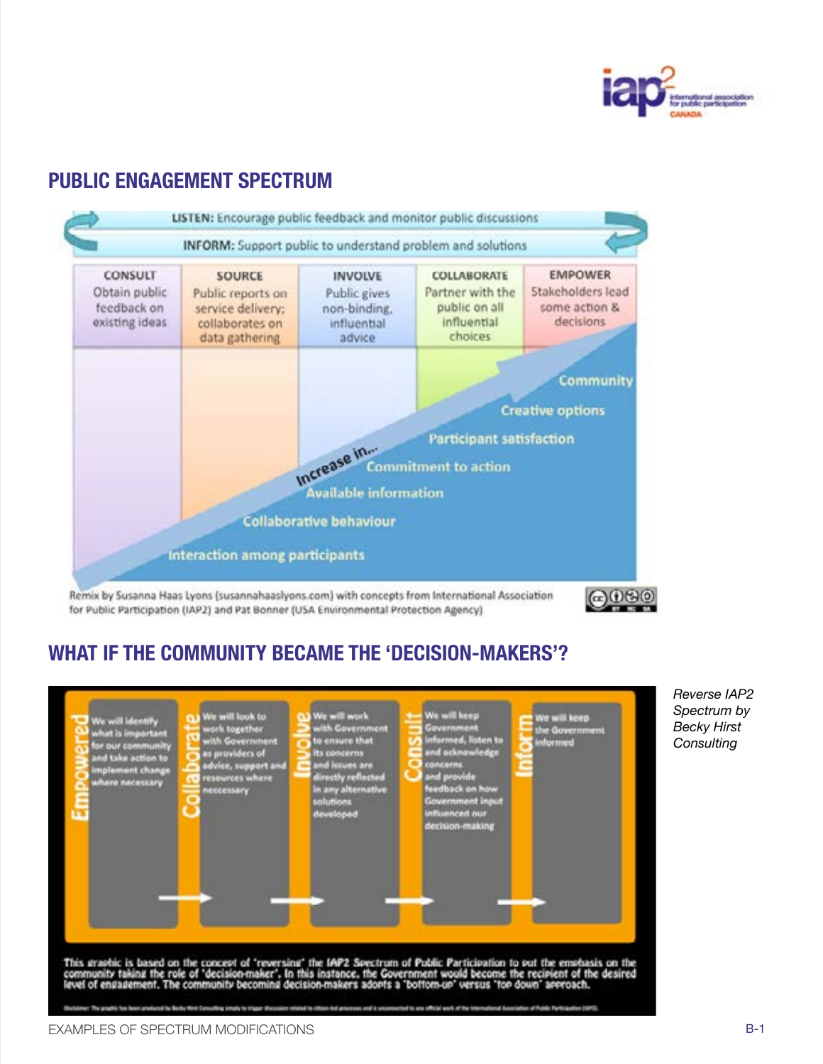## PUBLIC ENGAGEMENT SPECTRUM

**LISTEN:** Encourage public feedback and monitor public discussions

**INFORM:** Support public to understand problem and solutions

| CONSULT | SOURCE | INVOLVE | COLLABORATE | EMPOWER |
|---|---|---|---|---|
| Obtain public feedback on existing ideas | Public reports on service delivery; collaborates on data gathering | Public gives non-binding, influential advice | Partner with the public on all influential choices | Stakeholders lead some action & decisions |

Increase in...

- Community
- Creative options
- Participant satisfaction
- Commitment to action
- Available information
- Collaborative behaviour
- Interaction among participants

Remix by Susanna Haas Lyons (susannahaaslyons.com) with concepts from International Association for Public Participation (IAP2) and Pat Bonner (USA Environmental Protection Agency)

## WHAT IF THE COMMUNITY BECAME THE 'DECISION-MAKERS'?

| Empowered | Collaborate | Involve | Consult | Inform |
|---|---|---|---|---|
| We will identify what is important for our community and take action to implement change where necessary | We will look to work together with Government as providers of advice, support and resources where neccessary | We will work with Government to ensure that its concerns and issues are directly reflected in any alternative solutions developed | We will keep Government informed, listen to and acknowledge concerns and provide feedback on how Government input influenced our decision-making | We will keep the Government informed |

This graphic is based on the concept of 'reversing' the IAP2 Spectrum of Public Participation to put the emphasis on the community taking the role of 'decision-maker'. In this instance, the Government would become the recipient of the desired level of engagement. The community becoming decision-makers adopts a 'bottom-up' versus 'top down' approach.

Disclaimer: The graphic has been produced by Becky Hirst Consulting simply to trigger discussion related to citizen-led processes and is unconnected to any official work of the International Association of Public Participation (IAP2).

*Reverse IAP2 Spectrum by Becky Hirst Consulting*

EXAMPLES OF SPECTRUM MODIFICATIONS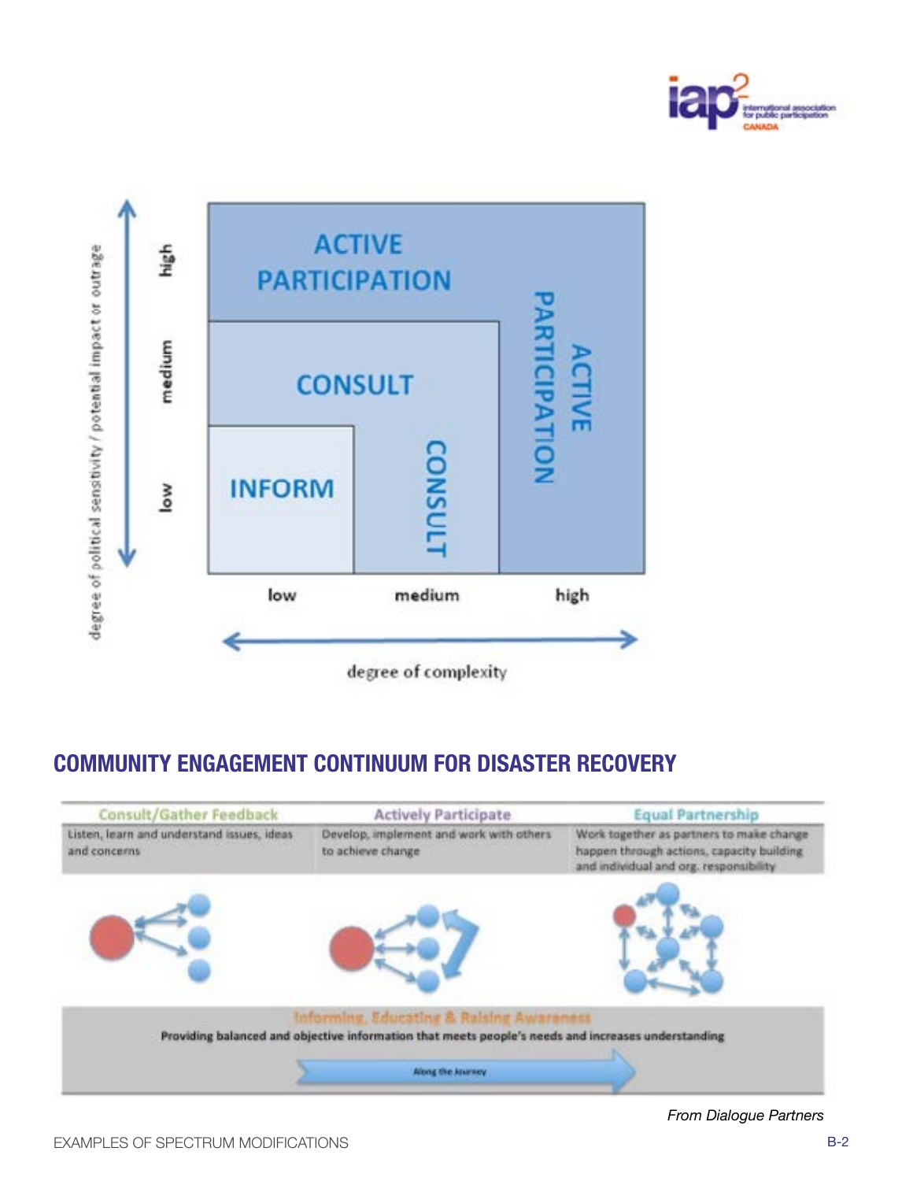ACTIVE PARTICIPATION

CONSULT

INFORM

CONSULT

ACTIVE PARTICIPATION

degree of political sensitivity / potential impact or outrage: low, medium, high

degree of complexity: low, medium, high

## COMMUNITY ENGAGEMENT CONTINUUM FOR DISASTER RECOVERY

| Consult/Gather Feedback | Actively Participate | Equal Partnership |
| --- | --- | --- |
| Listen, learn and understand issues, ideas and concerns | Develop, implement and work with others to achieve change | Work together as partners to make change happen through actions, capacity building and individual and org. responsibility |

**Informing, Educating & Raising Awareness**

**Providing balanced and objective information that meets people's needs and increases understanding**

Along the Journey

*From Dialogue Partners*

EXAMPLES OF SPECTRUM MODIFICATIONS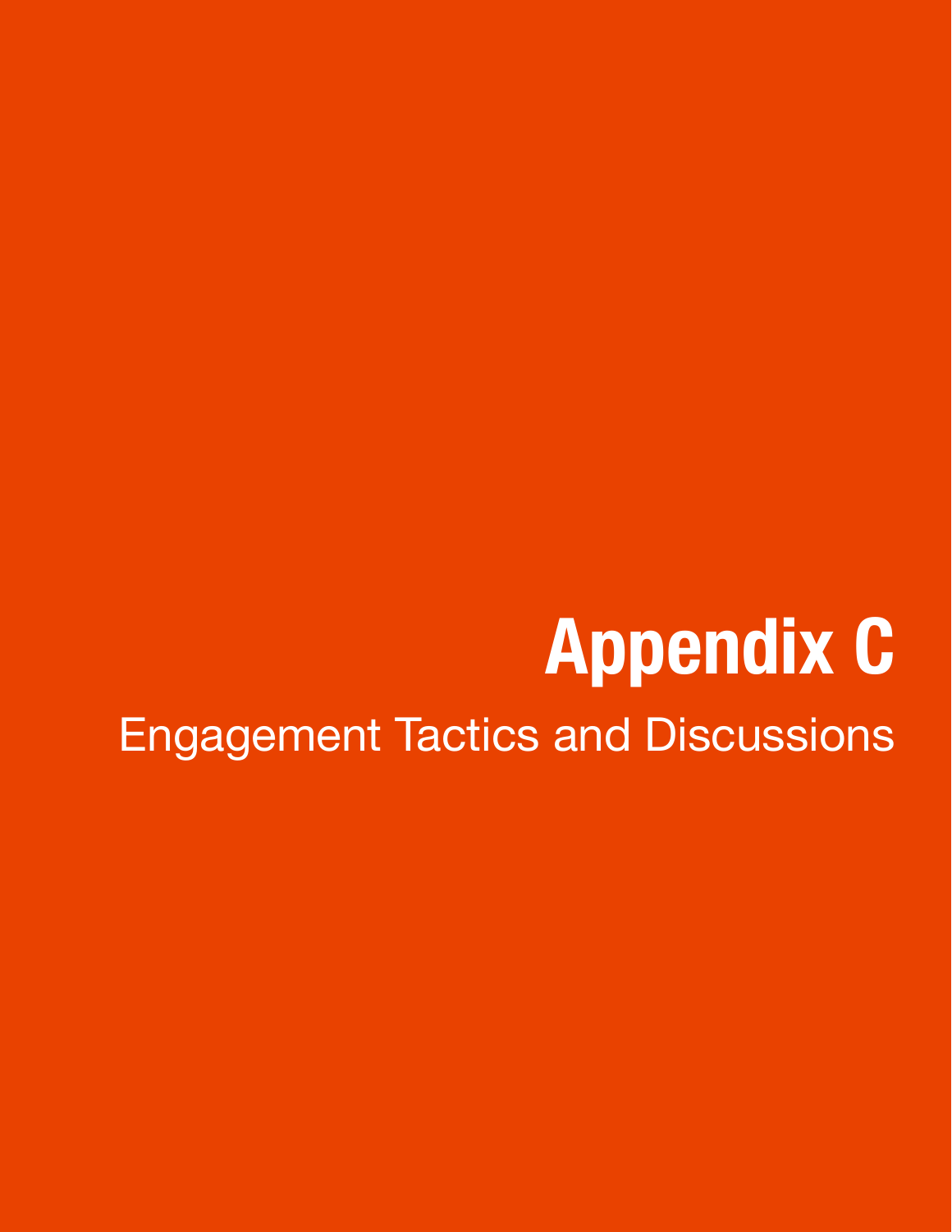# Appendix C

Engagement Tactics and Discussions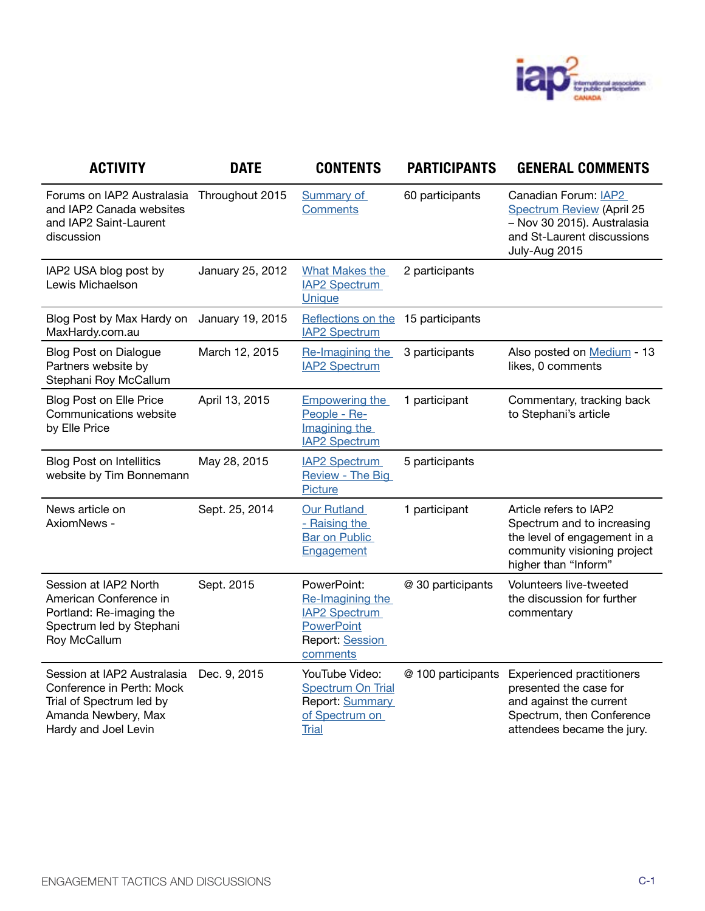| ACTIVITY | DATE | CONTENTS | PARTICIPANTS | GENERAL COMMENTS |
|---|---|---|---|---|
| Forums on IAP2 Australasia and IAP2 Canada websites and IAP2 Saint-Laurent discussion | Throughout 2015 | Summary of Comments | 60 participants | Canadian Forum: IAP2 Spectrum Review (April 25 – Nov 30 2015). Australasia and St-Laurent discussions July-Aug 2015 |
| IAP2 USA blog post by Lewis Michaelson | January 25, 2012 | What Makes the IAP2 Spectrum Unique | 2 participants | |
| Blog Post by Max Hardy on MaxHardy.com.au | January 19, 2015 | Reflections on the IAP2 Spectrum | 15 participants | |
| Blog Post on Dialogue Partners website by Stephani Roy McCallum | March 12, 2015 | Re-Imagining the IAP2 Spectrum | 3 participants | Also posted on Medium - 13 likes, 0 comments |
| Blog Post on Elle Price Communications website by Elle Price | April 13, 2015 | Empowering the People - Re-Imagining the IAP2 Spectrum | 1 participant | Commentary, tracking back to Stephani's article |
| Blog Post on Intellitics website by Tim Bonnemann | May 28, 2015 | IAP2 Spectrum Review - The Big Picture | 5 participants | |
| News article on AxiomNews - | Sept. 25, 2014 | Our Rutland - Raising the Bar on Public Engagement | 1 participant | Article refers to IAP2 Spectrum and to increasing the level of engagement in a community visioning project higher than "Inform" |
| Session at IAP2 North American Conference in Portland: Re-imaging the Spectrum led by Stephani Roy McCallum | Sept. 2015 | PowerPoint: Re-Imagining the IAP2 Spectrum PowerPoint Report: Session comments | @ 30 participants | Volunteers live-tweeted the discussion for further commentary |
| Session at IAP2 Australasia Conference in Perth: Mock Trial of Spectrum led by Amanda Newbery, Max Hardy and Joel Levin | Dec. 9, 2015 | YouTube Video: Spectrum On Trial Report: Summary of Spectrum on Trial | @ 100 participants | Experienced practitioners presented the case for and against the current Spectrum, then Conference attendees became the jury. |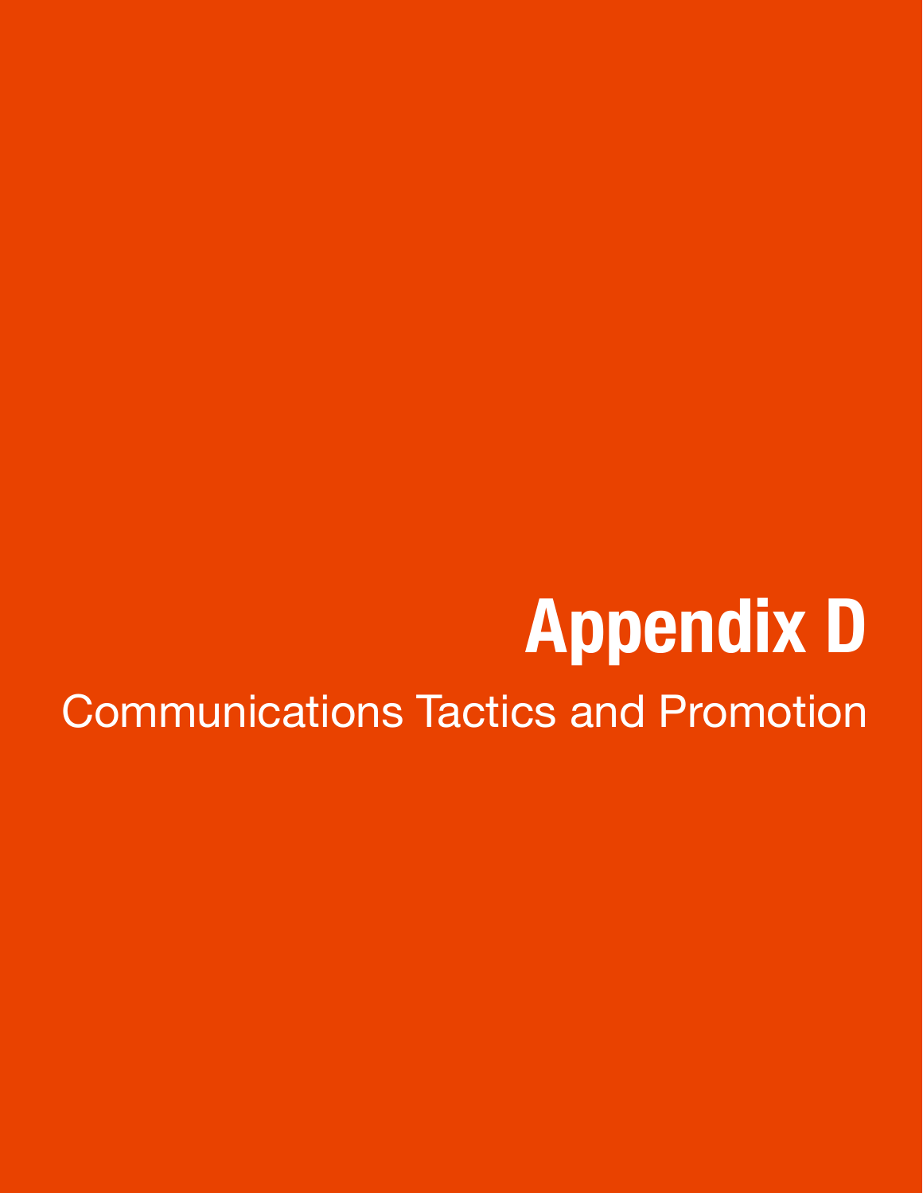# Appendix D

Communications Tactics and Promotion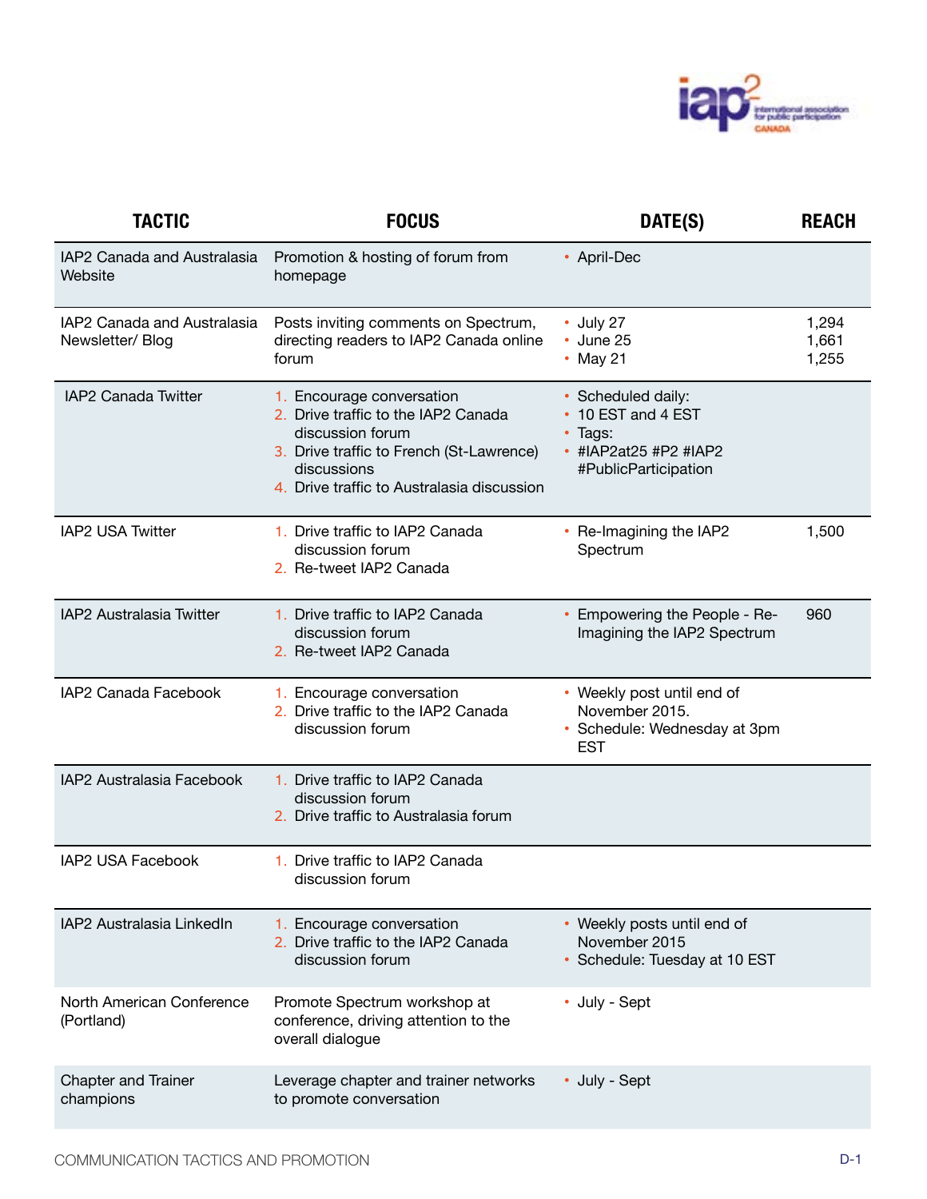| TACTIC | FOCUS | DATE(S) | REACH |
|---|---|---|---|
| IAP2 Canada and Australasia Website | Promotion & hosting of forum from homepage | • April-Dec | |
| IAP2 Canada and Australasia Newsletter/ Blog | Posts inviting comments on Spectrum, directing readers to IAP2 Canada online forum | • July 27<br>• June 25<br>• May 21 | 1,294<br>1,661<br>1,255 |
| IAP2 Canada Twitter | 1. Encourage conversation<br>2. Drive traffic to the IAP2 Canada discussion forum<br>3. Drive traffic to French (St-Lawrence) discussions<br>4. Drive traffic to Australasia discussion | • Scheduled daily:<br>• 10 EST and 4 EST<br>• Tags:<br>• #IAP2at25 #P2 #IAP2 #PublicParticipation | |
| IAP2 USA Twitter | 1. Drive traffic to IAP2 Canada discussion forum<br>2. Re-tweet IAP2 Canada | • Re-Imagining the IAP2 Spectrum | 1,500 |
| IAP2 Australasia Twitter | 1. Drive traffic to IAP2 Canada discussion forum<br>2. Re-tweet IAP2 Canada | • Empowering the People - Re-Imagining the IAP2 Spectrum | 960 |
| IAP2 Canada Facebook | 1. Encourage conversation<br>2. Drive traffic to the IAP2 Canada discussion forum | • Weekly post until end of November 2015.<br>• Schedule: Wednesday at 3pm EST | |
| IAP2 Australasia Facebook | 1. Drive traffic to IAP2 Canada discussion forum<br>2. Drive traffic to Australasia forum | | |
| IAP2 USA Facebook | 1. Drive traffic to IAP2 Canada discussion forum | | |
| IAP2 Australasia LinkedIn | 1. Encourage conversation<br>2. Drive traffic to the IAP2 Canada discussion forum | • Weekly posts until end of November 2015<br>• Schedule: Tuesday at 10 EST | |
| North American Conference (Portland) | Promote Spectrum workshop at conference, driving attention to the overall dialogue | • July - Sept | |
| Chapter and Trainer champions | Leverage chapter and trainer networks to promote conversation | • July - Sept | |

COMMUNICATION TACTICS AND PROMOTION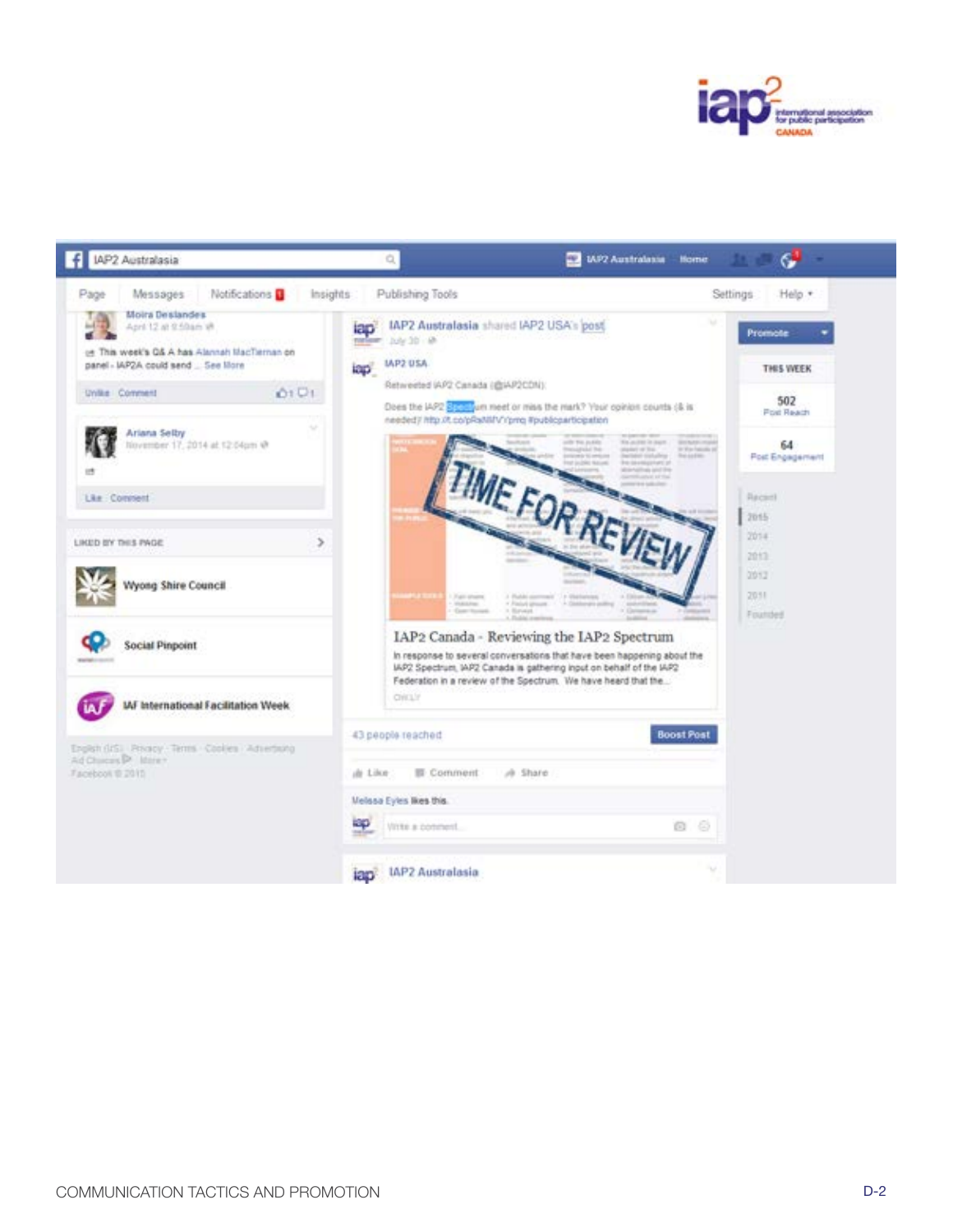IAP2 Australasia

Page · Messages · Notifications · Insights · Publishing Tools · Settings · Help

Moira Deslandes
April 12 at 8:59am

This week's Q& A has Alannah MacTiernan on panel - IAP2A could send ... See More

Unlike · Comment

Ariana Selby
November 17, 2014 at 12:04pm

Like · Comment

LIKED BY THIS PAGE

Wyong Shire Council

Social Pinpoint

IAF International Facilitation Week

IAP2 Australasia shared IAP2 USA's post.
July 30

IAP2 USA

Retweeted IAP2 Canada (@IAP2CDN):

Does the IAP2 Spectrum meet or miss the mark? Your opinion counts (& is needed)! http://t.co/pRaNMV1pmq #publicparticipation

TIME FOR REVIEW

IAP2 Canada - Reviewing the IAP2 Spectrum

In response to several conversations that have been happening about the IAP2 Spectrum, IAP2 Canada is gathering input on behalf of the IAP2 Federation in a review of the Spectrum. We have heard that the...

OW.LY

43 people reached

Boost Post

Like · Comment · Share

Melissa Eyles likes this.

Write a comment...

IAP2 Australasia

Promote

THIS WEEK

502
Post Reach

64
Post Engagement

Recent
2015
2014
2013
2012
2011
Founded